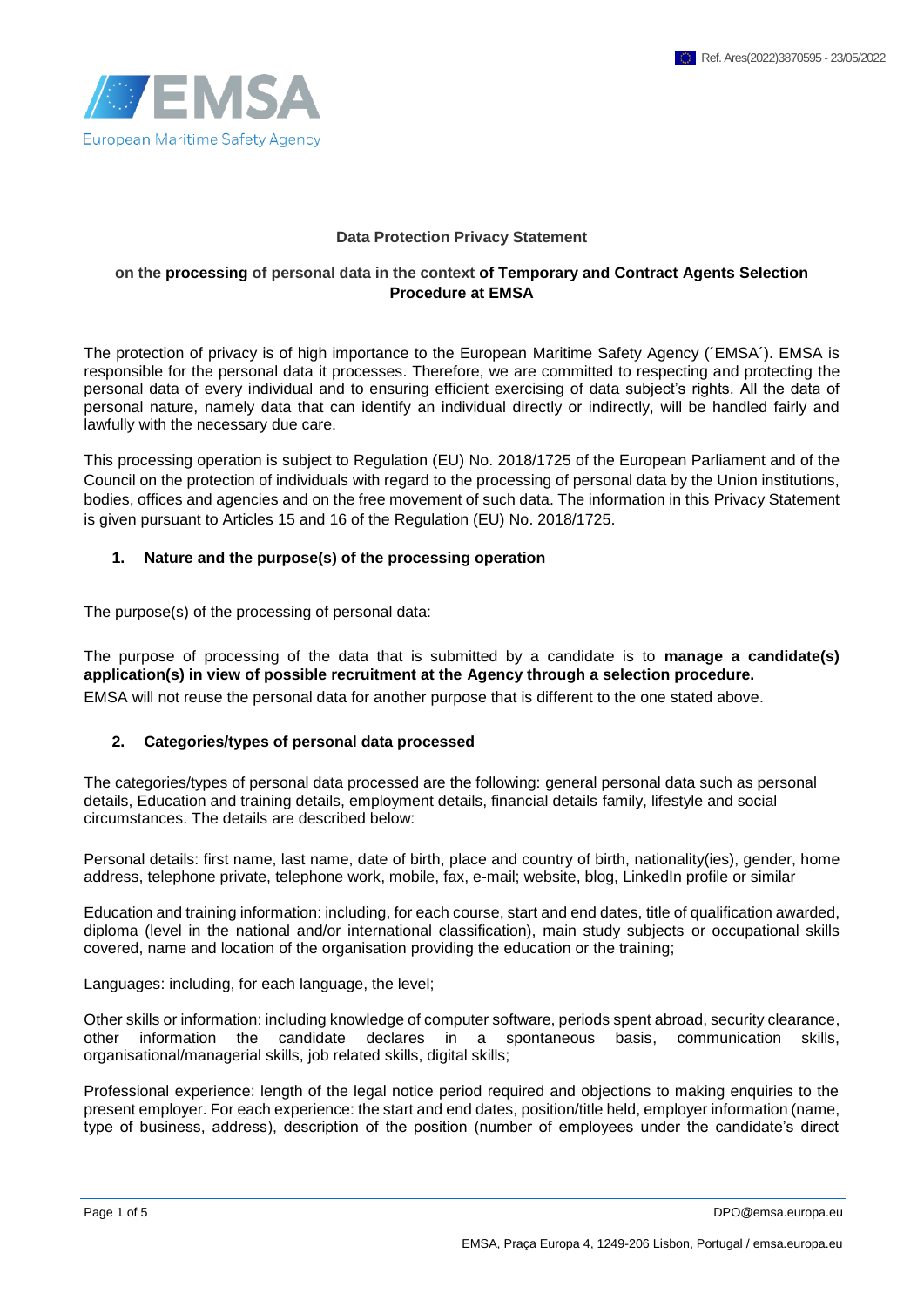Ref. Ares(2022)3870595 - 23/05/2022

European Maritime Safety Agency

**Data Protection Privacy Statement**

**on the processing of personal data in the context of Temporary and Contract Agents Selection Procedure at EMSA**

The protection of privacy is of high importance to the European Maritime Safety Agency (´EMSA´). EMSA is responsible for the personal data it processes. Therefore, we are committed to respecting and protecting the personal data of every individual and to ensuring efficient exercising of data subject's rights. All the data of personal nature, namely data that can identify an individual directly or indirectly, will be handled fairly and lawfully with the necessary due care.

This processing operation is subject to Regulation (EU) No. 2018/1725 of the European Parliament and of the Council on the protection of individuals with regard to the processing of personal data by the Union institutions, bodies, offices and agencies and on the free movement of such data. The information in this Privacy Statement is given pursuant to Articles 15 and 16 of the Regulation (EU) No. 2018/1725.

## 1. Nature and the purpose(s) of the processing operation

The purpose(s) of the processing of personal data:

The purpose of processing of the data that is submitted by a candidate is to **manage a candidate(s) application(s) in view of possible recruitment at the Agency through a selection procedure.**

EMSA will not reuse the personal data for another purpose that is different to the one stated above.

## 2. Categories/types of personal data processed

The categories/types of personal data processed are the following: general personal data such as personal details, Education and training details, employment details, financial details family, lifestyle and social circumstances. The details are described below:

Personal details: first name, last name, date of birth, place and country of birth, nationality(ies), gender, home address, telephone private, telephone work, mobile, fax, e-mail; website, blog, LinkedIn profile or similar

Education and training information: including, for each course, start and end dates, title of qualification awarded, diploma (level in the national and/or international classification), main study subjects or occupational skills covered, name and location of the organisation providing the education or the training;

Languages: including, for each language, the level;

Other skills or information: including knowledge of computer software, periods spent abroad, security clearance, other information the candidate declares in a spontaneous basis, communication skills, organisational/managerial skills, job related skills, digital skills;

Professional experience: length of the legal notice period required and objections to making enquiries to the present employer. For each experience: the start and end dates, position/title held, employer information (name, type of business, address), description of the position (number of employees under the candidate's direct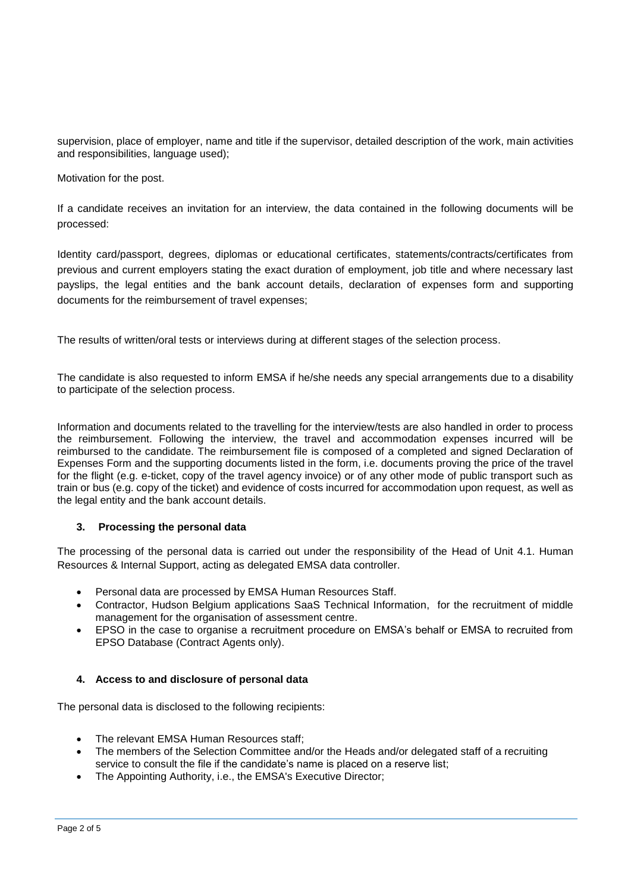supervision, place of employer, name and title if the supervisor, detailed description of the work, main activities and responsibilities, language used);

Motivation for the post.

If a candidate receives an invitation for an interview, the data contained in the following documents will be processed:

Identity card/passport, degrees, diplomas or educational certificates, statements/contracts/certificates from previous and current employers stating the exact duration of employment, job title and where necessary last payslips, the legal entities and the bank account details, declaration of expenses form and supporting documents for the reimbursement of travel expenses;

The results of written/oral tests or interviews during at different stages of the selection process.

The candidate is also requested to inform EMSA if he/she needs any special arrangements due to a disability to participate of the selection process.

Information and documents related to the travelling for the interview/tests are also handled in order to process the reimbursement. Following the interview, the travel and accommodation expenses incurred will be reimbursed to the candidate. The reimbursement file is composed of a completed and signed Declaration of Expenses Form and the supporting documents listed in the form, i.e. documents proving the price of the travel for the flight (e.g. e-ticket, copy of the travel agency invoice) or of any other mode of public transport such as train or bus (e.g. copy of the ticket) and evidence of costs incurred for accommodation upon request, as well as the legal entity and the bank account details.

### 3. Processing the personal data

The processing of the personal data is carried out under the responsibility of the Head of Unit 4.1. Human Resources & Internal Support, acting as delegated EMSA data controller.

- Personal data are processed by EMSA Human Resources Staff.
- Contractor, Hudson Belgium applications SaaS Technical Information, for the recruitment of middle management for the organisation of assessment centre.
- EPSO in the case to organise a recruitment procedure on EMSA's behalf or EMSA to recruited from EPSO Database (Contract Agents only).

### 4. Access to and disclosure of personal data

The personal data is disclosed to the following recipients:

- The relevant EMSA Human Resources staff;
- The members of the Selection Committee and/or the Heads and/or delegated staff of a recruiting service to consult the file if the candidate's name is placed on a reserve list;
- The Appointing Authority, i.e., the EMSA's Executive Director;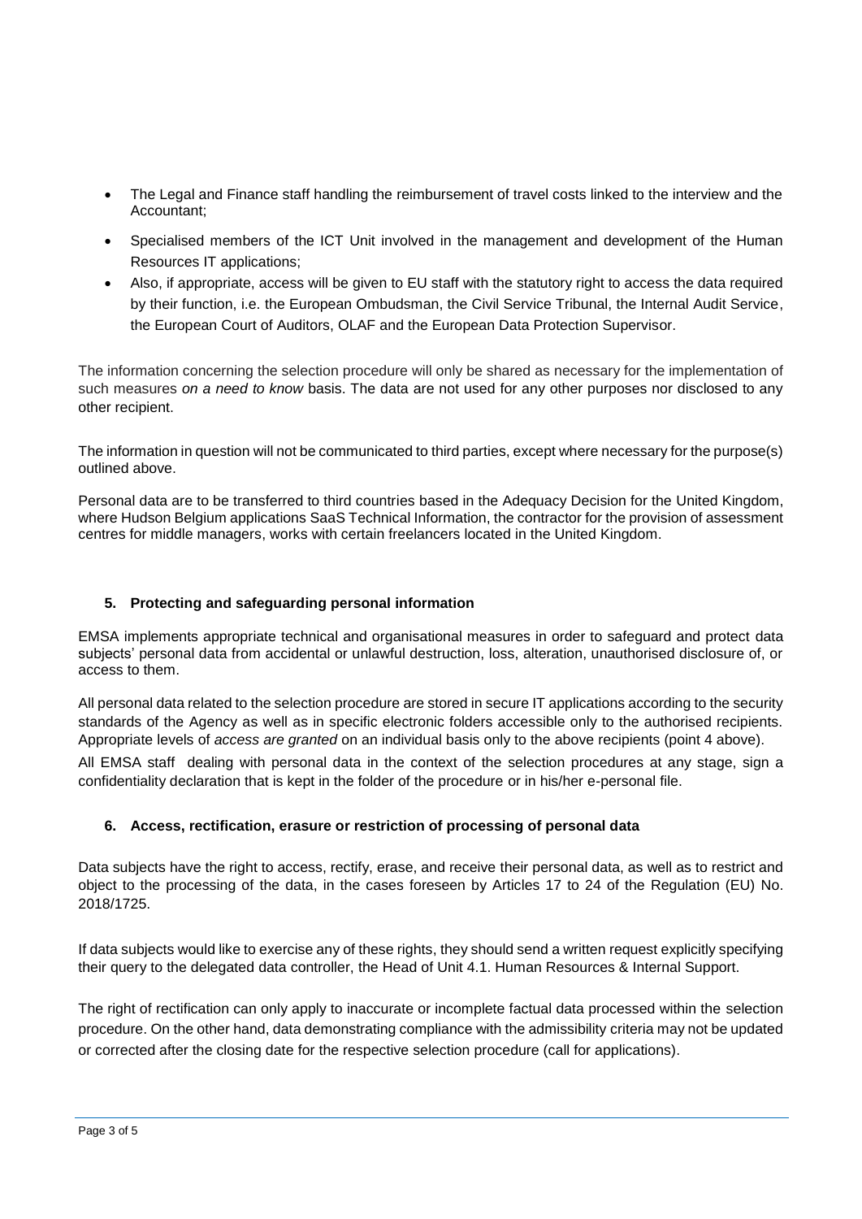- The Legal and Finance staff handling the reimbursement of travel costs linked to the interview and the Accountant;
- Specialised members of the ICT Unit involved in the management and development of the Human Resources IT applications;
- Also, if appropriate, access will be given to EU staff with the statutory right to access the data required by their function, i.e. the European Ombudsman, the Civil Service Tribunal, the Internal Audit Service, the European Court of Auditors, OLAF and the European Data Protection Supervisor.

The information concerning the selection procedure will only be shared as necessary for the implementation of such measures *on a need to know* basis. The data are not used for any other purposes nor disclosed to any other recipient.

The information in question will not be communicated to third parties, except where necessary for the purpose(s) outlined above.

Personal data are to be transferred to third countries based in the Adequacy Decision for the United Kingdom, where Hudson Belgium applications SaaS Technical Information, the contractor for the provision of assessment centres for middle managers, works with certain freelancers located in the United Kingdom.

## 5. Protecting and safeguarding personal information

EMSA implements appropriate technical and organisational measures in order to safeguard and protect data subjects' personal data from accidental or unlawful destruction, loss, alteration, unauthorised disclosure of, or access to them.

All personal data related to the selection procedure are stored in secure IT applications according to the security standards of the Agency as well as in specific electronic folders accessible only to the authorised recipients. Appropriate levels of *access are granted* on an individual basis only to the above recipients (point 4 above).

All EMSA staff dealing with personal data in the context of the selection procedures at any stage, sign a confidentiality declaration that is kept in the folder of the procedure or in his/her e-personal file.

## 6. Access, rectification, erasure or restriction of processing of personal data

Data subjects have the right to access, rectify, erase, and receive their personal data, as well as to restrict and object to the processing of the data, in the cases foreseen by Articles 17 to 24 of the Regulation (EU) No. 2018/1725.

If data subjects would like to exercise any of these rights, they should send a written request explicitly specifying their query to the delegated data controller, the Head of Unit 4.1. Human Resources & Internal Support.

The right of rectification can only apply to inaccurate or incomplete factual data processed within the selection procedure. On the other hand, data demonstrating compliance with the admissibility criteria may not be updated or corrected after the closing date for the respective selection procedure (call for applications).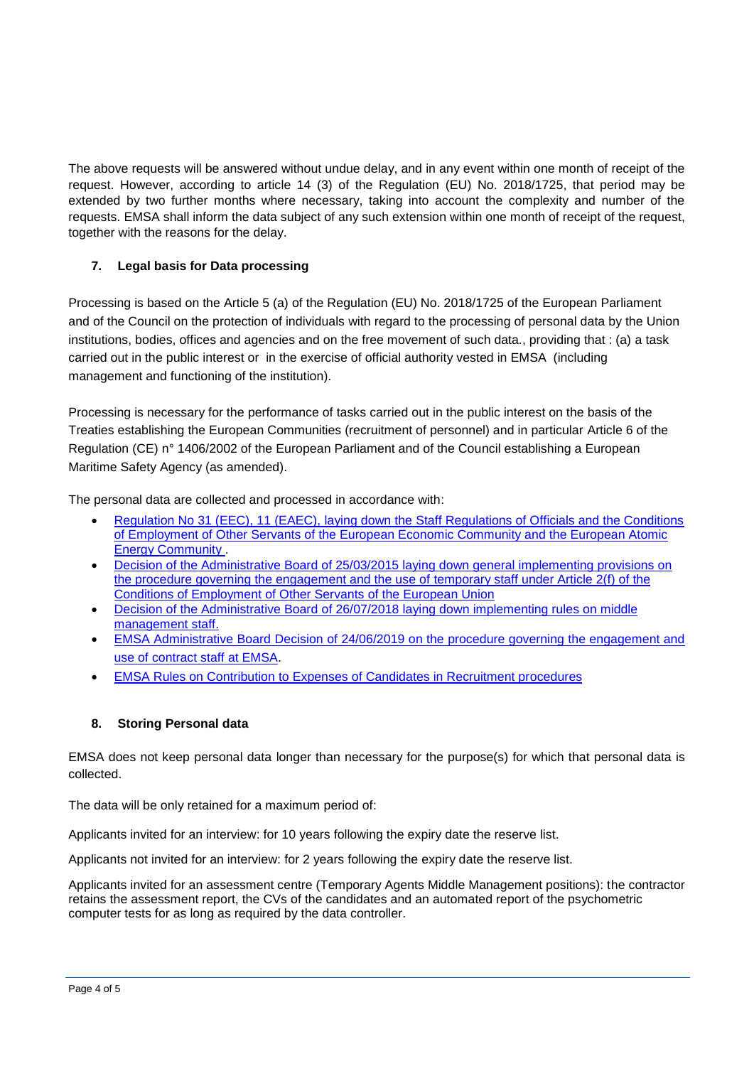The above requests will be answered without undue delay, and in any event within one month of receipt of the request. However, according to article 14 (3) of the Regulation (EU) No. 2018/1725, that period may be extended by two further months where necessary, taking into account the complexity and number of the requests. EMSA shall inform the data subject of any such extension within one month of receipt of the request, together with the reasons for the delay.

## 7. Legal basis for Data processing

Processing is based on the Article 5 (a) of the Regulation (EU) No. 2018/1725 of the European Parliament and of the Council on the protection of individuals with regard to the processing of personal data by the Union institutions, bodies, offices and agencies and on the free movement of such data., providing that : (a) a task carried out in the public interest or in the exercise of official authority vested in EMSA (including management and functioning of the institution).

Processing is necessary for the performance of tasks carried out in the public interest on the basis of the Treaties establishing the European Communities (recruitment of personnel) and in particular Article 6 of the Regulation (CE) n° 1406/2002 of the European Parliament and of the Council establishing a European Maritime Safety Agency (as amended).

The personal data are collected and processed in accordance with:

- Regulation No 31 (EEC), 11 (EAEC), laying down the Staff Regulations of Officials and the Conditions of Employment of Other Servants of the European Economic Community and the European Atomic Energy Community .
- Decision of the Administrative Board of 25/03/2015 laying down general implementing provisions on the procedure governing the engagement and the use of temporary staff under Article 2(f) of the Conditions of Employment of Other Servants of the European Union
- Decision of the Administrative Board of 26/07/2018 laying down implementing rules on middle management staff.
- EMSA Administrative Board Decision of 24/06/2019 on the procedure governing the engagement and use of contract staff at EMSA.
- EMSA Rules on Contribution to Expenses of Candidates in Recruitment procedures

## 8. Storing Personal data

EMSA does not keep personal data longer than necessary for the purpose(s) for which that personal data is collected.

The data will be only retained for a maximum period of:

Applicants invited for an interview: for 10 years following the expiry date the reserve list.

Applicants not invited for an interview: for 2 years following the expiry date the reserve list.

Applicants invited for an assessment centre (Temporary Agents Middle Management positions): the contractor retains the assessment report, the CVs of the candidates and an automated report of the psychometric computer tests for as long as required by the data controller.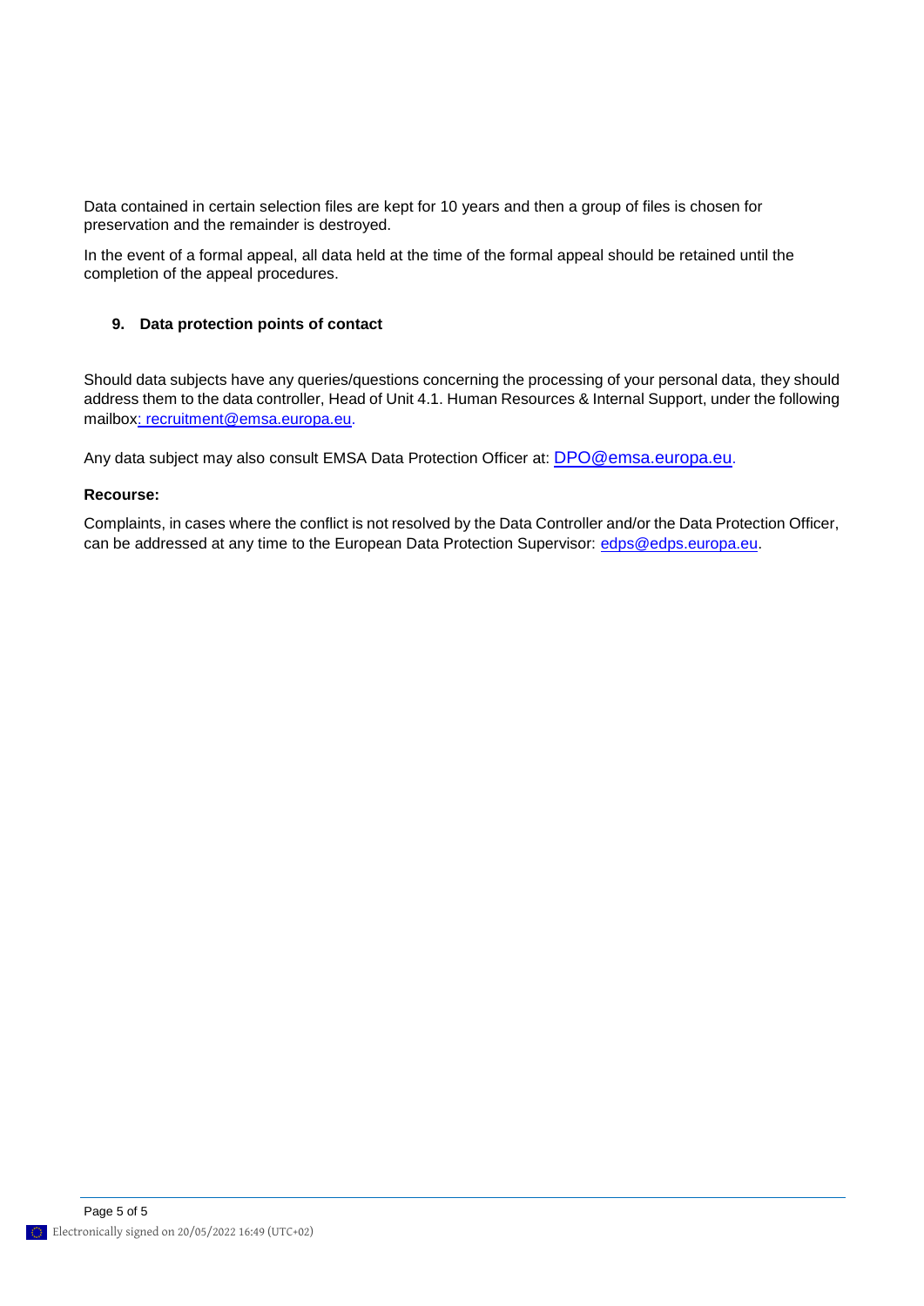Data contained in certain selection files are kept for 10 years and then a group of files is chosen for preservation and the remainder is destroyed.

In the event of a formal appeal, all data held at the time of the formal appeal should be retained until the completion of the appeal procedures.

## 9. Data protection points of contact

Should data subjects have any queries/questions concerning the processing of your personal data, they should address them to the data controller, Head of Unit 4.1. Human Resources & Internal Support, under the following mailbox: recruitment@emsa.europa.eu.

Any data subject may also consult EMSA Data Protection Officer at: DPO@emsa.europa.eu.

**Recourse:**

Complaints, in cases where the conflict is not resolved by the Data Controller and/or the Data Protection Officer, can be addressed at any time to the European Data Protection Supervisor: edps@edps.europa.eu.

Electronically signed on 20/05/2022 16:49 (UTC+02)